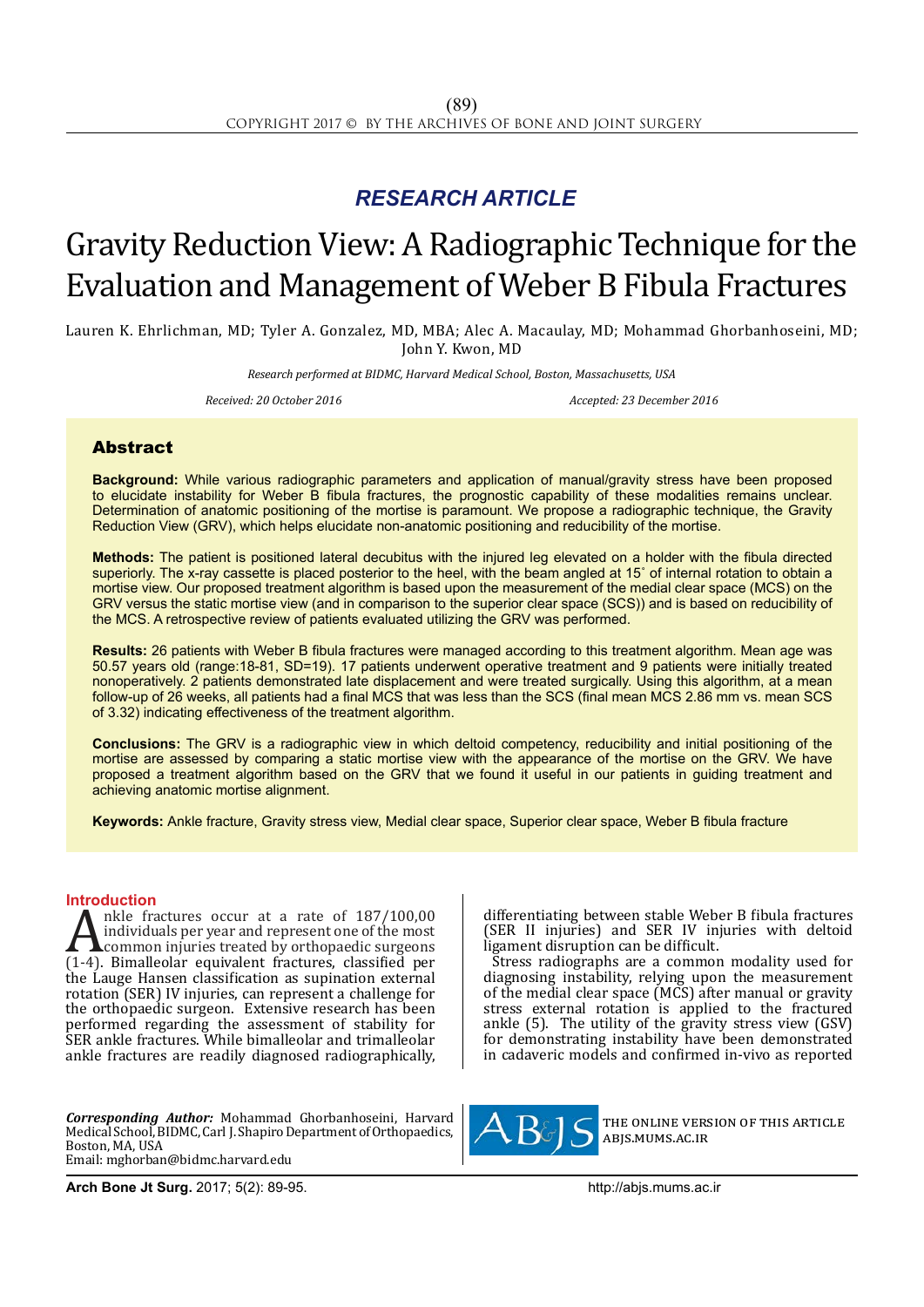*RESEARCH ARTICLE*

# Gravity Reduction View: A Radiographic Technique for the Evaluation and Management of Weber B Fibula Fractures

Lauren K. Ehrlichman, MD; Tyler A. Gonzalez, MD, MBA; Alec A. Macaulay, MD; Mohammad Ghorbanhoseini, MD; John Y. Kwon, MD

*Research performed at BIDMC, Harvard Medical School, Boston, Massachusetts, USA*

*Received: 20 October 2016* *Accepted: 23 December 2016*

## Abstract

**Background:** While various radiographic parameters and application of manual/gravity stress have been proposed to elucidate instability for Weber B fibula fractures, the prognostic capability of these modalities remains unclear. Determination of anatomic positioning of the mortise is paramount. We propose a radiographic technique, the Gravity Reduction View (GRV), which helps elucidate non-anatomic positioning and reducibility of the mortise.

**Methods:** The patient is positioned lateral decubitus with the injured leg elevated on a holder with the fibula directed superiorly. The x-ray cassette is placed posterior to the heel, with the beam angled at 15˚ of internal rotation to obtain a mortise view. Our proposed treatment algorithm is based upon the measurement of the medial clear space (MCS) on the GRV versus the static mortise view (and in comparison to the superior clear space (SCS)) and is based on reducibility of the MCS. A retrospective review of patients evaluated utilizing the GRV was performed.

**Results:** 26 patients with Weber B fibula fractures were managed according to this treatment algorithm. Mean age was 50.57 years old (range:18-81, SD=19). 17 patients underwent operative treatment and 9 patients were initially treated nonoperatively. 2 patients demonstrated late displacement and were treated surgically. Using this algorithm, at a mean follow-up of 26 weeks, all patients had a final MCS that was less than the SCS (final mean MCS 2.86 mm vs. mean SCS of 3.32) indicating effectiveness of the treatment algorithm.

**Conclusions:** The GRV is a radiographic view in which deltoid competency, reducibility and initial positioning of the mortise are assessed by comparing a static mortise view with the appearance of the mortise on the GRV. We have proposed a treatment algorithm based on the GRV that we found it useful in our patients in guiding treatment and achieving anatomic mortise alignment.

**Keywords:** Ankle fracture, Gravity stress view, Medial clear space, Superior clear space, Weber B fibula fracture

## Introduction

Ankle fractures occur at a rate of 187/100,00 individuals per year and represent one of the most common injuries treated by orthopaedic surgeons (1-4). Bimalleolar equivalent fractures, classified per the Lauge Hansen classification as supination external rotation (SER) IV injuries, can represent a challenge for the orthopaedic surgeon. Extensive research has been performed regarding the assessment of stability for SER ankle fractures. While bimalleolar and trimalleolar ankle fractures are readily diagnosed radiographically, differentiating between stable Weber B fibula fractures (SER II injuries) and SER IV injuries with deltoid ligament disruption can be difficult.

Stress radiographs are a common modality used for diagnosing instability, relying upon the measurement of the medial clear space (MCS) after manual or gravity stress external rotation is applied to the fractured ankle (5). The utility of the gravity stress view (GSV) for demonstrating instability have been demonstrated in cadaveric models and confirmed in-vivo as reported

*Corresponding Author:* Mohammad Ghorbanhoseini, Harvard Medical School, BIDMC, Carl J. Shapiro Department of Orthopaedics, Boston, MA, USA
Email: mghorban@bidmc.harvard.edu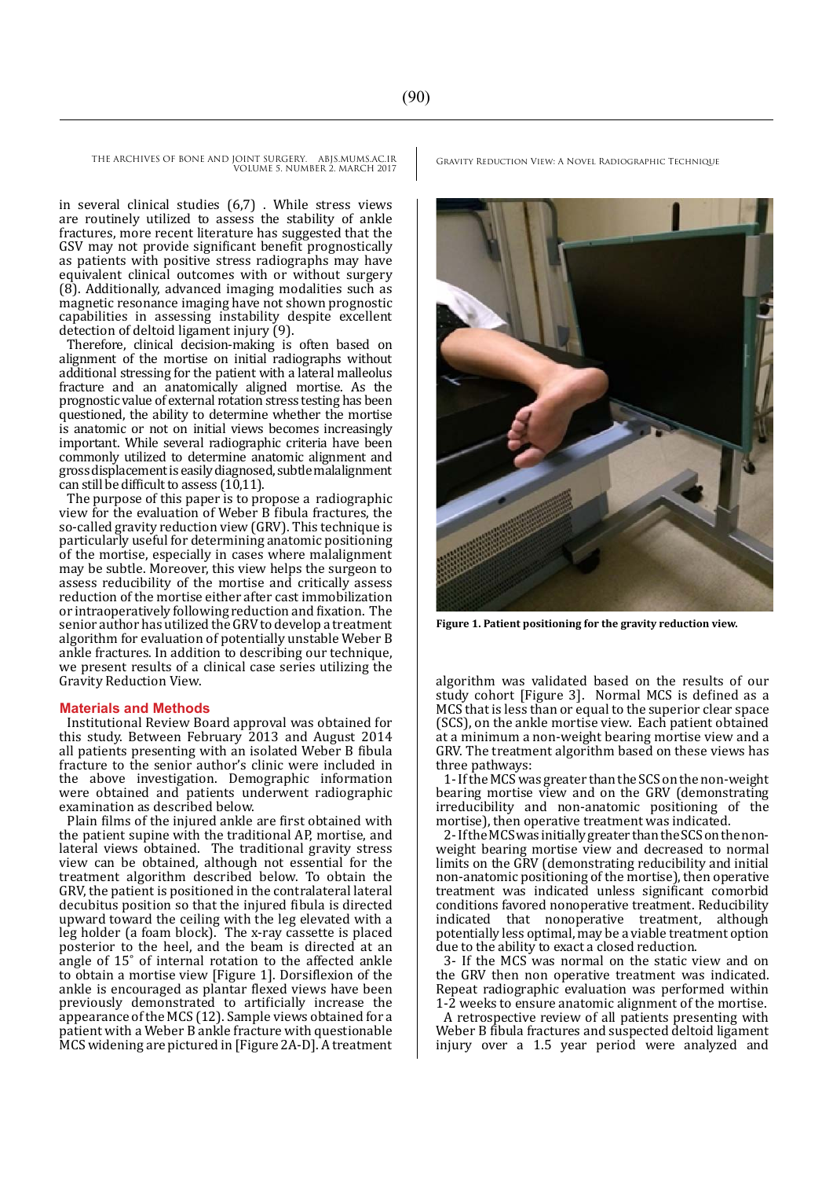in several clinical studies (6,7) . While stress views are routinely utilized to assess the stability of ankle fractures, more recent literature has suggested that the GSV may not provide significant benefit prognostically as patients with positive stress radiographs may have equivalent clinical outcomes with or without surgery (8). Additionally, advanced imaging modalities such as magnetic resonance imaging have not shown prognostic capabilities in assessing instability despite excellent detection of deltoid ligament injury (9).

Therefore, clinical decision-making is often based on alignment of the mortise on initial radiographs without additional stressing for the patient with a lateral malleolus fracture and an anatomically aligned mortise. As the prognostic value of external rotation stress testing has been questioned, the ability to determine whether the mortise is anatomic or not on initial views becomes increasingly important. While several radiographic criteria have been commonly utilized to determine anatomic alignment and gross displacement is easily diagnosed, subtle malalignment can still be difficult to assess (10,11).

The purpose of this paper is to propose a radiographic view for the evaluation of Weber B fibula fractures, the so-called gravity reduction view (GRV). This technique is particularly useful for determining anatomic positioning of the mortise, especially in cases where malalignment may be subtle. Moreover, this view helps the surgeon to assess reducibility of the mortise and critically assess reduction of the mortise either after cast immobilization or intraoperatively following reduction and fixation. The senior author has utilized the GRV to develop a treatment algorithm for evaluation of potentially unstable Weber B ankle fractures. In addition to describing our technique, we present results of a clinical case series utilizing the Gravity Reduction View.

## Materials and Methods

Institutional Review Board approval was obtained for this study. Between February 2013 and August 2014 all patients presenting with an isolated Weber B fibula fracture to the senior author's clinic were included in the above investigation. Demographic information were obtained and patients underwent radiographic examination as described below.

Plain films of the injured ankle are first obtained with the patient supine with the traditional AP, mortise, and lateral views obtained. The traditional gravity stress view can be obtained, although not essential for the treatment algorithm described below. To obtain the GRV, the patient is positioned in the contralateral lateral decubitus position so that the injured fibula is directed upward toward the ceiling with the leg elevated with a leg holder (a foam block). The x-ray cassette is placed posterior to the heel, and the beam is directed at an angle of 15° of internal rotation to the affected ankle to obtain a mortise view [Figure 1]. Dorsiflexion of the ankle is encouraged as plantar flexed views have been previously demonstrated to artificially increase the appearance of the MCS (12). Sample views obtained for a patient with a Weber B ankle fracture with questionable MCS widening are pictured in [Figure 2A-D]. A treatment algorithm was validated based on the results of our study cohort [Figure 3]. Normal MCS is defined as a MCS that is less than or equal to the superior clear space (SCS), on the ankle mortise view. Each patient obtained at a minimum a non-weight bearing mortise view and a GRV. The treatment algorithm based on these views has three pathways:

1- If the MCS was greater than the SCS on the non-weight bearing mortise view and on the GRV (demonstrating irreducibility and non-anatomic positioning of the mortise), then operative treatment was indicated.

2- If the MCS was initially greater than the SCS on the non-weight bearing mortise view and decreased to normal limits on the GRV (demonstrating reducibility and initial non-anatomic positioning of the mortise), then operative treatment was indicated unless significant comorbid conditions favored nonoperative treatment. Reducibility indicated that nonoperative treatment, although potentially less optimal, may be a viable treatment option due to the ability to exact a closed reduction.

3- If the MCS was normal on the static view and on the GRV then non operative treatment was indicated. Repeat radiographic evaluation was performed within 1-2 weeks to ensure anatomic alignment of the mortise.

A retrospective review of all patients presenting with Weber B fibula fractures and suspected deltoid ligament injury over a 1.5 year period were analyzed and

**Figure 1. Patient positioning for the gravity reduction view.**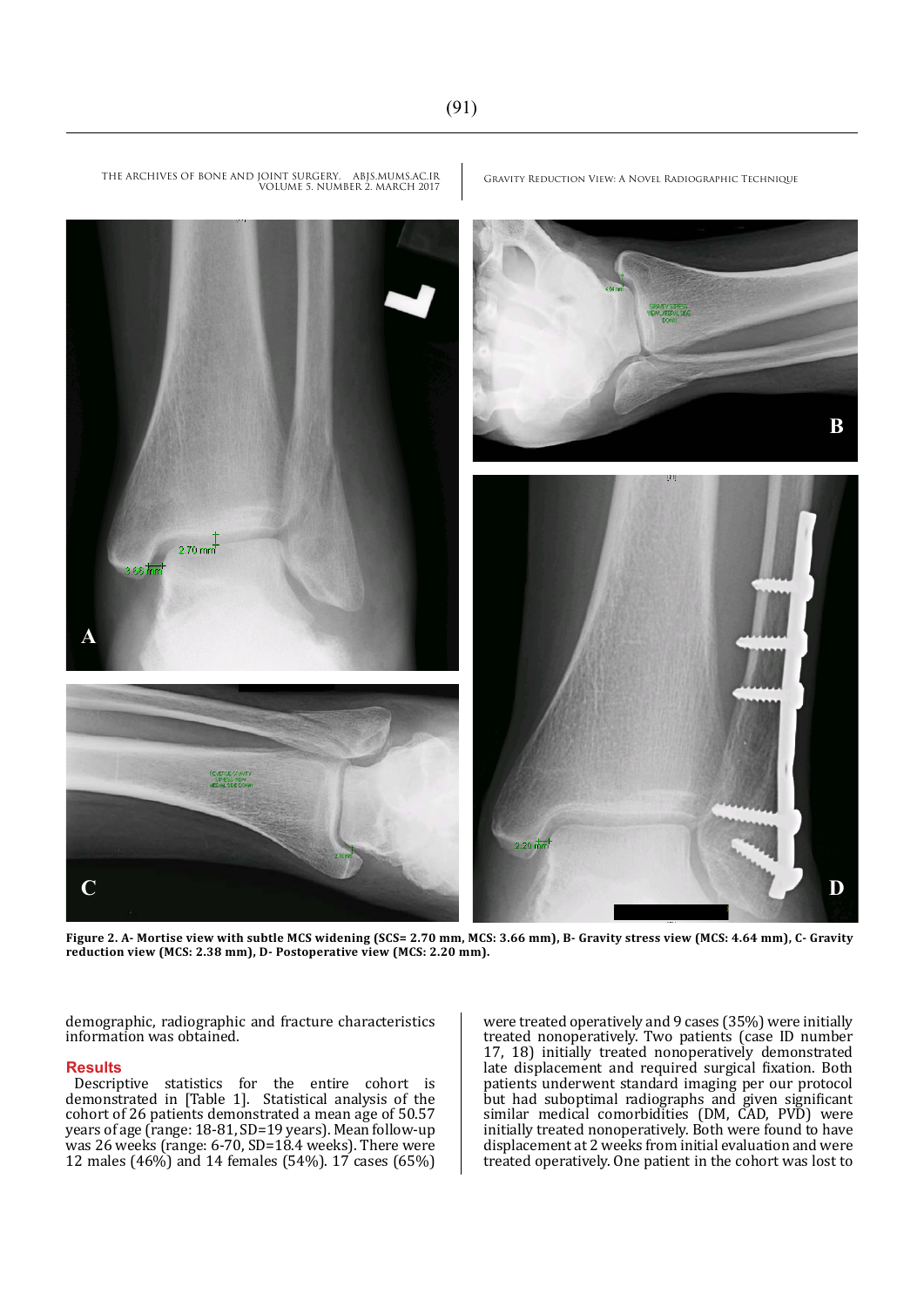Figure 2. A- Mortise view with subtle MCS widening (SCS= 2.70 mm, MCS: 3.66 mm), B- Gravity stress view (MCS: 4.64 mm), C- Gravity reduction view (MCS: 2.38 mm), D- Postoperative view (MCS: 2.20 mm).

demographic, radiographic and fracture characteristics information was obtained.

## Results

Descriptive statistics for the entire cohort is demonstrated in [Table 1]. Statistical analysis of the cohort of 26 patients demonstrated a mean age of 50.57 years of age (range: 18-81, SD=19 years). Mean follow-up was 26 weeks (range: 6-70, SD=18.4 weeks). There were 12 males (46%) and 14 females (54%). 17 cases (65%) were treated operatively and 9 cases (35%) were initially treated nonoperatively. Two patients (case ID number 17, 18) initially treated nonoperatively demonstrated late displacement and required surgical fixation. Both patients underwent standard imaging per our protocol but had suboptimal radiographs and given significant similar medical comorbidities (DM, CAD, PVD) were initially treated nonoperatively. Both were found to have displacement at 2 weeks from initial evaluation and were treated operatively. One patient in the cohort was lost to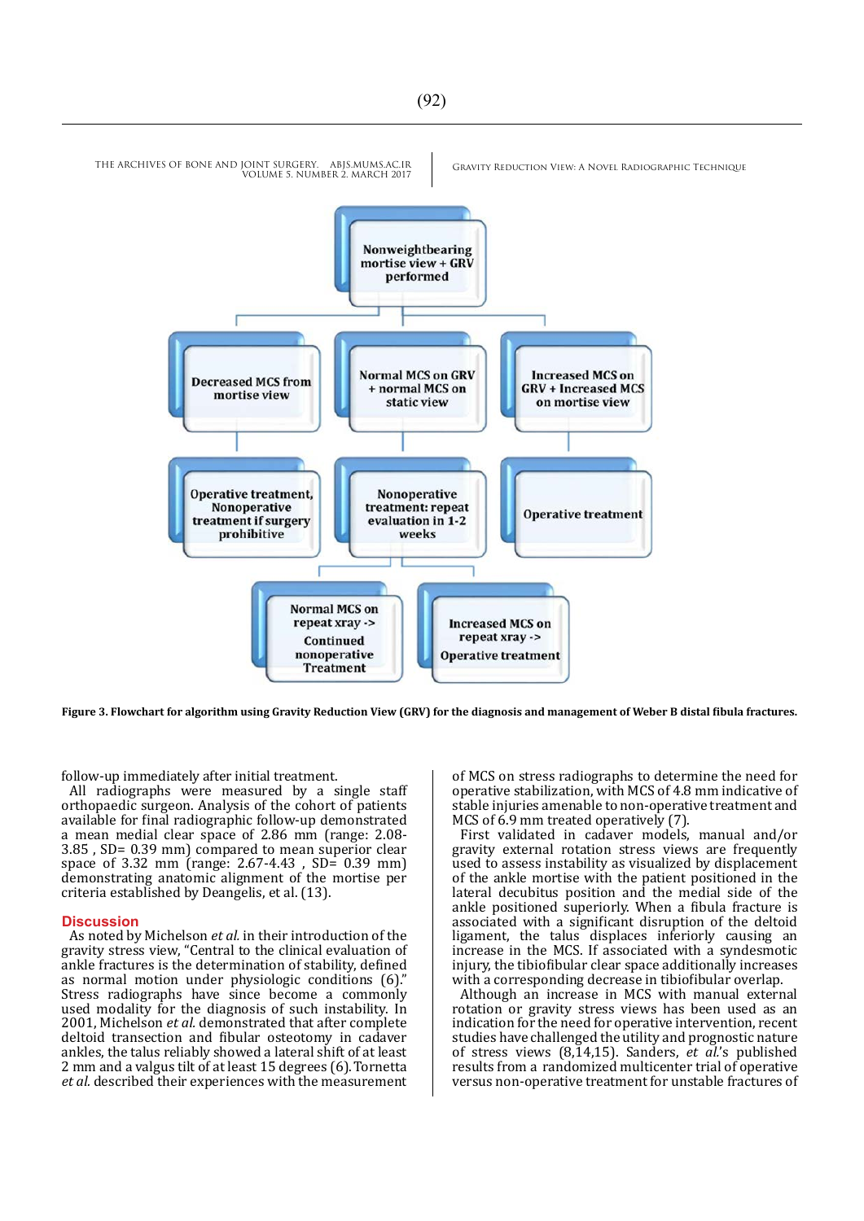Nonweightbearing mortise view + GRV performed

Decreased MCS from mortise view

Normal MCS on GRV + normal MCS on static view

Increased MCS on GRV + Increased MCS on mortise view

Operative treatment, Nonoperative treatment if surgery prohibitive

Nonoperative treatment: repeat evaluation in 1-2 weeks

Operative treatment

Normal MCS on repeat xray -> Continued nonoperative Treatment

Increased MCS on repeat xray -> Operative treatment

**Figure 3. Flowchart for algorithm using Gravity Reduction View (GRV) for the diagnosis and management of Weber B distal fibula fractures.**

follow-up immediately after initial treatment.

All radiographs were measured by a single staff orthopaedic surgeon. Analysis of the cohort of patients available for final radiographic follow-up demonstrated a mean medial clear space of 2.86 mm (range: 2.08-3.85 , SD= 0.39 mm) compared to mean superior clear space of 3.32 mm (range: 2.67-4.43 , SD= 0.39 mm) demonstrating anatomic alignment of the mortise per criteria established by Deangelis, et al. (13).

## Discussion

As noted by Michelson *et al.* in their introduction of the gravity stress view, "Central to the clinical evaluation of ankle fractures is the determination of stability, defined as normal motion under physiologic conditions (6)." Stress radiographs have since become a commonly used modality for the diagnosis of such instability. In 2001, Michelson *et al.* demonstrated that after complete deltoid transection and fibular osteotomy in cadaver ankles, the talus reliably showed a lateral shift of at least 2 mm and a valgus tilt of at least 15 degrees (6). Tornetta *et al.* described their experiences with the measurement of MCS on stress radiographs to determine the need for operative stabilization, with MCS of 4.8 mm indicative of stable injuries amenable to non-operative treatment and MCS of 6.9 mm treated operatively (7).

First validated in cadaver models, manual and/or gravity external rotation stress views are frequently used to assess instability as visualized by displacement of the ankle mortise with the patient positioned in the lateral decubitus position and the medial side of the ankle positioned superiorly. When a fibula fracture is associated with a significant disruption of the deltoid ligament, the talus displaces inferiorly causing an increase in the MCS. If associated with a syndesmotic injury, the tibiofibular clear space additionally increases with a corresponding decrease in tibiofibular overlap.

Although an increase in MCS with manual external rotation or gravity stress views has been used as an indication for the need for operative intervention, recent studies have challenged the utility and prognostic nature of stress views (8,14,15). Sanders, *et al.*'s published results from a randomized multicenter trial of operative versus non-operative treatment for unstable fractures of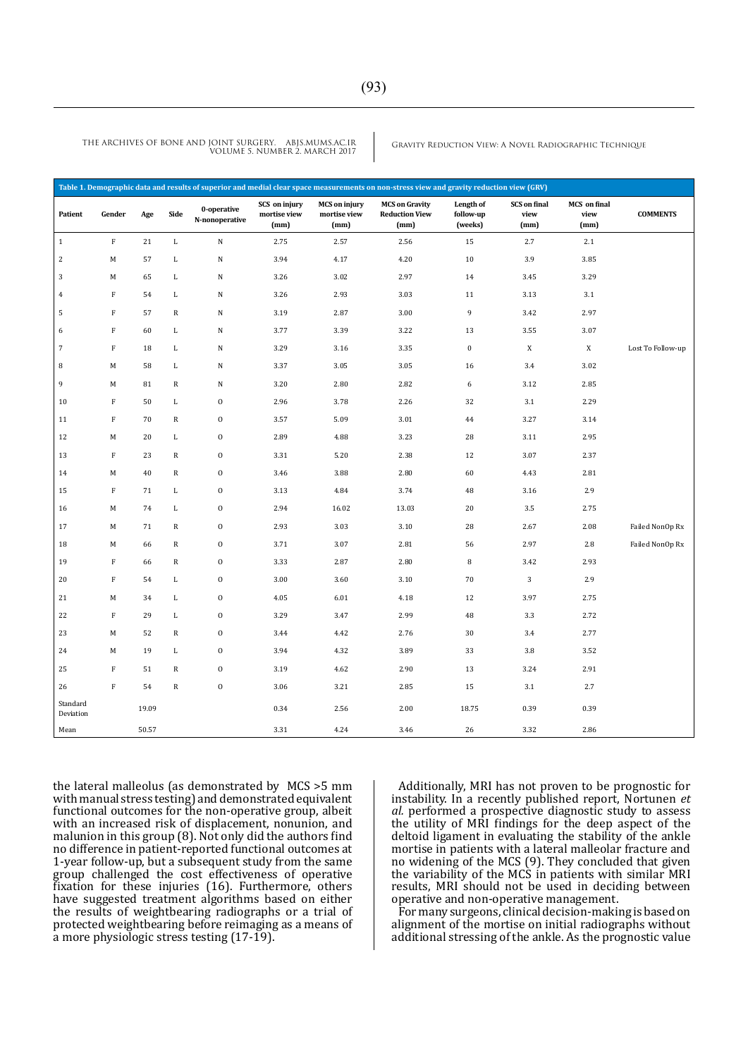**Table 1. Demographic data and results of superior and medial clear space measurements on non-stress view and gravity reduction view (GRV)**

| Patient | Gender | Age | Side | 0-operative N-nonoperative | SCS on injury mortise view (mm) | MCS on injury mortise view (mm) | MCS on Gravity Reduction View (mm) | Length of follow-up (weeks) | SCS on final view (mm) | MCS on final view (mm) | COMMENTS |
|---|---|---|---|---|---|---|---|---|---|---|---|
| 1 | F | 21 | L | N | 2.75 | 2.57 | 2.56 | 15 | 2.7 | 2.1 | |
| 2 | M | 57 | L | N | 3.94 | 4.17 | 4.20 | 10 | 3.9 | 3.85 | |
| 3 | M | 65 | L | N | 3.26 | 3.02 | 2.97 | 14 | 3.45 | 3.29 | |
| 4 | F | 54 | L | N | 3.26 | 2.93 | 3.03 | 11 | 3.13 | 3.1 | |
| 5 | F | 57 | R | N | 3.19 | 2.87 | 3.00 | 9 | 3.42 | 2.97 | |
| 6 | F | 60 | L | N | 3.77 | 3.39 | 3.22 | 13 | 3.55 | 3.07 | |
| 7 | F | 18 | L | N | 3.29 | 3.16 | 3.35 | 0 | X | X | Lost To Follow-up |
| 8 | M | 58 | L | N | 3.37 | 3.05 | 3.05 | 16 | 3.4 | 3.02 | |
| 9 | M | 81 | R | N | 3.20 | 2.80 | 2.82 | 6 | 3.12 | 2.85 | |
| 10 | F | 50 | L | O | 2.96 | 3.78 | 2.26 | 32 | 3.1 | 2.29 | |
| 11 | F | 70 | R | O | 3.57 | 5.09 | 3.01 | 44 | 3.27 | 3.14 | |
| 12 | M | 20 | L | O | 2.89 | 4.88 | 3.23 | 28 | 3.11 | 2.95 | |
| 13 | F | 23 | R | O | 3.31 | 5.20 | 2.38 | 12 | 3.07 | 2.37 | |
| 14 | M | 40 | R | O | 3.46 | 3.88 | 2.80 | 60 | 4.43 | 2.81 | |
| 15 | F | 71 | L | O | 3.13 | 4.84 | 3.74 | 48 | 3.16 | 2.9 | |
| 16 | M | 74 | L | O | 2.94 | 16.02 | 13.03 | 20 | 3.5 | 2.75 | |
| 17 | M | 71 | R | O | 2.93 | 3.03 | 3.10 | 28 | 2.67 | 2.08 | Failed NonOp Rx |
| 18 | M | 66 | R | O | 3.71 | 3.07 | 2.81 | 56 | 2.97 | 2.8 | Failed NonOp Rx |
| 19 | F | 66 | R | O | 3.33 | 2.87 | 2.80 | 8 | 3.42 | 2.93 | |
| 20 | F | 54 | L | O | 3.00 | 3.60 | 3.10 | 70 | 3 | 2.9 | |
| 21 | M | 34 | L | O | 4.05 | 6.01 | 4.18 | 12 | 3.97 | 2.75 | |
| 22 | F | 29 | L | O | 3.29 | 3.47 | 2.99 | 48 | 3.3 | 2.72 | |
| 23 | M | 52 | R | O | 3.44 | 4.42 | 2.76 | 30 | 3.4 | 2.77 | |
| 24 | M | 19 | L | O | 3.94 | 4.32 | 3.89 | 33 | 3.8 | 3.52 | |
| 25 | F | 51 | R | O | 3.19 | 4.62 | 2.90 | 13 | 3.24 | 2.91 | |
| 26 | F | 54 | R | O | 3.06 | 3.21 | 2.85 | 15 | 3.1 | 2.7 | |
| Standard Deviation | | 19.09 | | | 0.34 | 2.56 | 2.00 | 18.75 | 0.39 | 0.39 | |
| Mean | | 50.57 | | | 3.31 | 4.24 | 3.46 | 26 | 3.32 | 2.86 | |

the lateral malleolus (as demonstrated by MCS >5 mm with manual stress testing) and demonstrated equivalent functional outcomes for the non-operative group, albeit with an increased risk of displacement, nonunion, and malunion in this group (8). Not only did the authors find no difference in patient-reported functional outcomes at 1-year follow-up, but a subsequent study from the same group challenged the cost effectiveness of operative fixation for these injuries (16). Furthermore, others have suggested treatment algorithms based on either the results of weightbearing radiographs or a trial of protected weightbearing before reimaging as a means of a more physiologic stress testing (17-19).

Additionally, MRI has not proven to be prognostic for instability. In a recently published report, Nortunen *et al.* performed a prospective diagnostic study to assess the utility of MRI findings for the deep aspect of the deltoid ligament in evaluating the stability of the ankle mortise in patients with a lateral malleolar fracture and no widening of the MCS (9). They concluded that given the variability of the MCS in patients with similar MRI results, MRI should not be used in deciding between operative and non-operative management.

For many surgeons, clinical decision-making is based on alignment of the mortise on initial radiographs without additional stressing of the ankle. As the prognostic value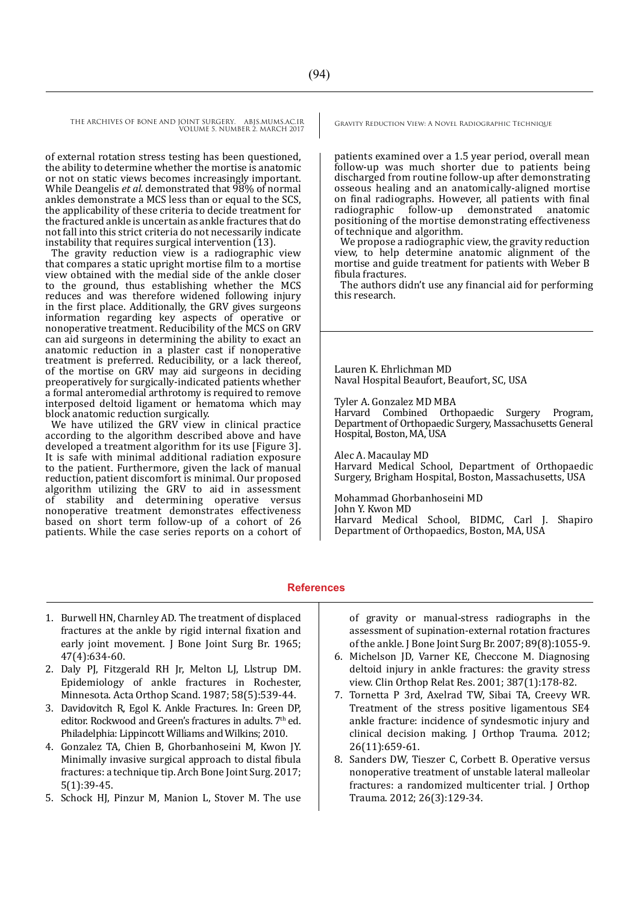of external rotation stress testing has been questioned, the ability to determine whether the mortise is anatomic or not on static views becomes increasingly important. While Deangelis *et al.* demonstrated that 98% of normal ankles demonstrate a MCS less than or equal to the SCS, the applicability of these criteria to decide treatment for the fractured ankle is uncertain as ankle fractures that do not fall into this strict criteria do not necessarily indicate instability that requires surgical intervention (13).

The gravity reduction view is a radiographic view that compares a static upright mortise film to a mortise view obtained with the medial side of the ankle closer to the ground, thus establishing whether the MCS reduces and was therefore widened following injury in the first place. Additionally, the GRV gives surgeons information regarding key aspects of operative or nonoperative treatment. Reducibility of the MCS on GRV can aid surgeons in determining the ability to exact an anatomic reduction in a plaster cast if nonoperative treatment is preferred. Reducibility, or a lack thereof, of the mortise on GRV may aid surgeons in deciding preoperatively for surgically-indicated patients whether a formal anteromedial arthrotomy is required to remove interposed deltoid ligament or hematoma which may block anatomic reduction surgically.

We have utilized the GRV view in clinical practice according to the algorithm described above and have developed a treatment algorithm for its use [Figure 3]. It is safe with minimal additional radiation exposure to the patient. Furthermore, given the lack of manual reduction, patient discomfort is minimal. Our proposed algorithm utilizing the GRV to aid in assessment of stability and determining operative versus nonoperative treatment demonstrates effectiveness based on short term follow-up of a cohort of 26 patients. While the case series reports on a cohort of patients examined over a 1.5 year period, overall mean follow-up was much shorter due to patients being discharged from routine follow-up after demonstrating osseous healing and an anatomically-aligned mortise on final radiographs. However, all patients with final radiographic follow-up demonstrated anatomic positioning of the mortise demonstrating effectiveness of technique and algorithm.

We propose a radiographic view, the gravity reduction view, to help determine anatomic alignment of the mortise and guide treatment for patients with Weber B fibula fractures.

The authors didn't use any financial aid for performing this research.

Lauren K. Ehrlichman MD
Naval Hospital Beaufort, Beaufort, SC, USA

Tyler A. Gonzalez MD MBA
Harvard Combined Orthopaedic Surgery Program, Department of Orthopaedic Surgery, Massachusetts General Hospital, Boston, MA, USA

Alec A. Macaulay MD
Harvard Medical School, Department of Orthopaedic Surgery, Brigham Hospital, Boston, Massachusetts, USA

Mohammad Ghorbanhoseini MD
John Y. Kwon MD
Harvard Medical School, BIDMC, Carl J. Shapiro Department of Orthopaedics, Boston, MA, USA

## References

1. Burwell HN, Charnley AD. The treatment of displaced fractures at the ankle by rigid internal fixation and early joint movement. J Bone Joint Surg Br. 1965; 47(4):634-60.
2. Daly PJ, Fitzgerald RH Jr, Melton LJ, Llstrup DM. Epidemiology of ankle fractures in Rochester, Minnesota. Acta Orthop Scand. 1987; 58(5):539-44.
3. Davidovitch R, Egol K. Ankle Fractures. In: Green DP, editor. Rockwood and Green's fractures in adults. 7th ed. Philadelphia: Lippincott Williams and Wilkins; 2010.
4. Gonzalez TA, Chien B, Ghorbanhoseini M, Kwon JY. Minimally invasive surgical approach to distal fibula fractures: a technique tip. Arch Bone Joint Surg. 2017; 5(1):39-45.
5. Schock HJ, Pinzur M, Manion L, Stover M. The use of gravity or manual-stress radiographs in the assessment of supination-external rotation fractures of the ankle. J Bone Joint Surg Br. 2007; 89(8):1055-9.
6. Michelson JD, Varner KE, Checcone M. Diagnosing deltoid injury in ankle fractures: the gravity stress view. Clin Orthop Relat Res. 2001; 387(1):178-82.
7. Tornetta P 3rd, Axelrad TW, Sibai TA, Creevy WR. Treatment of the stress positive ligamentous SE4 ankle fracture: incidence of syndesmotic injury and clinical decision making. J Orthop Trauma. 2012; 26(11):659-61.
8. Sanders DW, Tieszer C, Corbett B. Operative versus nonoperative treatment of unstable lateral malleolar fractures: a randomized multicenter trial. J Orthop Trauma. 2012; 26(3):129-34.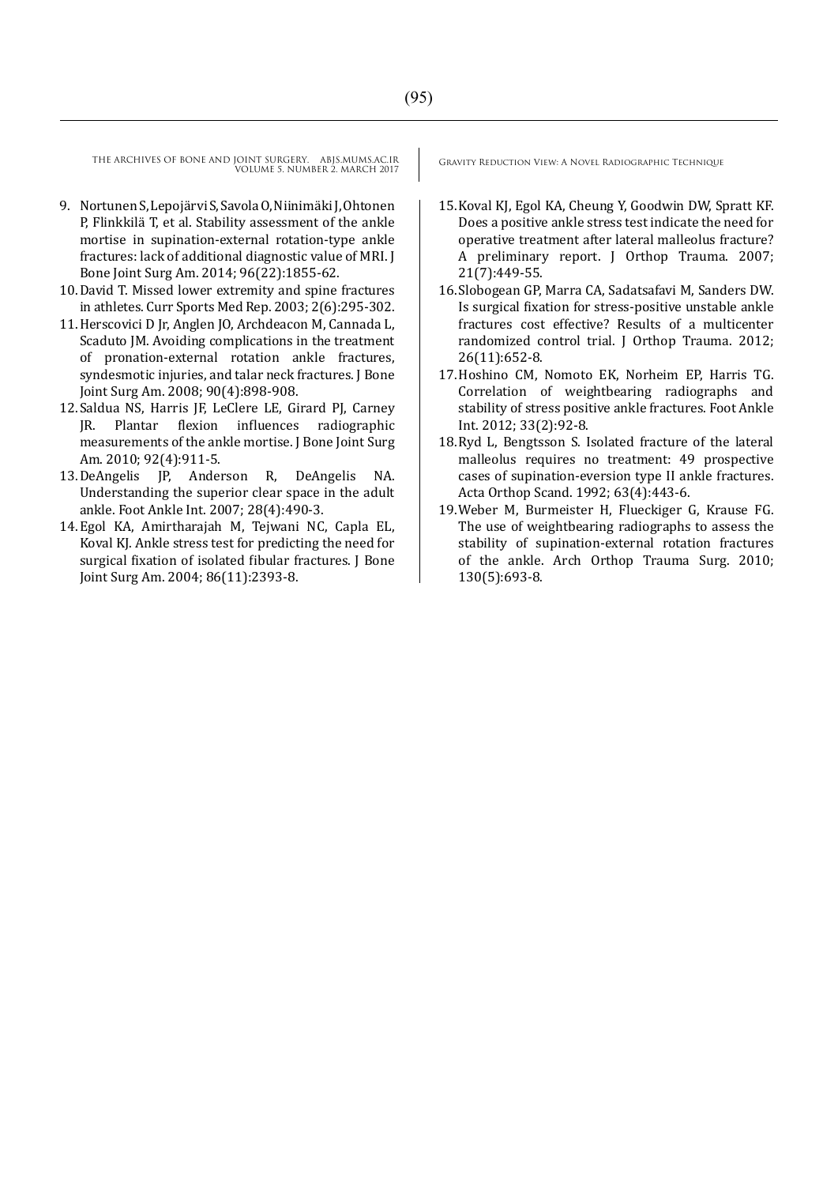9. Nortunen S, Lepojärvi S, Savola O, Niinimäki J, Ohtonen P, Flinkkilä T, et al. Stability assessment of the ankle mortise in supination-external rotation-type ankle fractures: lack of additional diagnostic value of MRI. J Bone Joint Surg Am. 2014; 96(22):1855-62.
10. David T. Missed lower extremity and spine fractures in athletes. Curr Sports Med Rep. 2003; 2(6):295-302.
11. Herscovici D Jr, Anglen JO, Archdeacon M, Cannada L, Scaduto JM. Avoiding complications in the treatment of pronation-external rotation ankle fractures, syndesmotic injuries, and talar neck fractures. J Bone Joint Surg Am. 2008; 90(4):898-908.
12. Saldua NS, Harris JF, LeClere LE, Girard PJ, Carney JR. Plantar flexion influences radiographic measurements of the ankle mortise. J Bone Joint Surg Am. 2010; 92(4):911-5.
13. DeAngelis JP, Anderson R, DeAngelis NA. Understanding the superior clear space in the adult ankle. Foot Ankle Int. 2007; 28(4):490-3.
14. Egol KA, Amirtharajah M, Tejwani NC, Capla EL, Koval KJ. Ankle stress test for predicting the need for surgical fixation of isolated fibular fractures. J Bone Joint Surg Am. 2004; 86(11):2393-8.
15. Koval KJ, Egol KA, Cheung Y, Goodwin DW, Spratt KF. Does a positive ankle stress test indicate the need for operative treatment after lateral malleolus fracture? A preliminary report. J Orthop Trauma. 2007; 21(7):449-55.
16. Slobogean GP, Marra CA, Sadatsafavi M, Sanders DW. Is surgical fixation for stress-positive unstable ankle fractures cost effective? Results of a multicenter randomized control trial. J Orthop Trauma. 2012; 26(11):652-8.
17. Hoshino CM, Nomoto EK, Norheim EP, Harris TG. Correlation of weightbearing radiographs and stability of stress positive ankle fractures. Foot Ankle Int. 2012; 33(2):92-8.
18. Ryd L, Bengtsson S. Isolated fracture of the lateral malleolus requires no treatment: 49 prospective cases of supination-eversion type II ankle fractures. Acta Orthop Scand. 1992; 63(4):443-6.
19. Weber M, Burmeister H, Flueckiger G, Krause FG. The use of weightbearing radiographs to assess the stability of supination-external rotation fractures of the ankle. Arch Orthop Trauma Surg. 2010; 130(5):693-8.